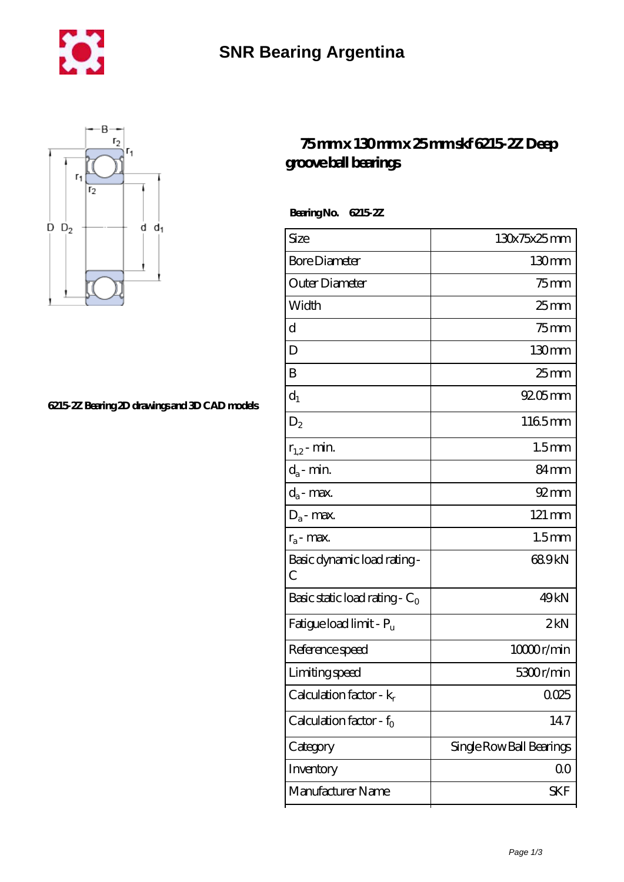# SNR Bearing Argentina

6215-2Z Bearing 2D drawings and 3D CAD models

## 75 mm x 130 mm x 25 mm skf 6215-2Z Deep groove ball bearings

**Bearing No. 6215-2Z**

| Size | 130x75x25 mm |
|---|---|
| Bore Diameter | 130 mm |
| Outer Diameter | 75 mm |
| Width | 25 mm |
| d | 75 mm |
| D | 130 mm |
| B | 25 mm |
| $d_1$ | 92.05 mm |
| $D_2$ | 116.5 mm |
| $r_{1,2}$ - min. | 1.5 mm |
| $d_a$ - min. | 84 mm |
| $d_a$ - max. | 92 mm |
| $D_a$ - max. | 121 mm |
| $r_a$ - max. | 1.5 mm |
| Basic dynamic load rating - C | 68.9 kN |
| Basic static load rating - $C_0$ | 49 kN |
| Fatigue load limit - $P_u$ | 2 kN |
| Reference speed | 10000 r/min |
| Limiting speed | 5300 r/min |
| Calculation factor - $k_r$ | 0.025 |
| Calculation factor - $f_0$ | 14.7 |
| Category | Single Row Ball Bearings |
| Inventory | 0.0 |
| Manufacturer Name | SKF |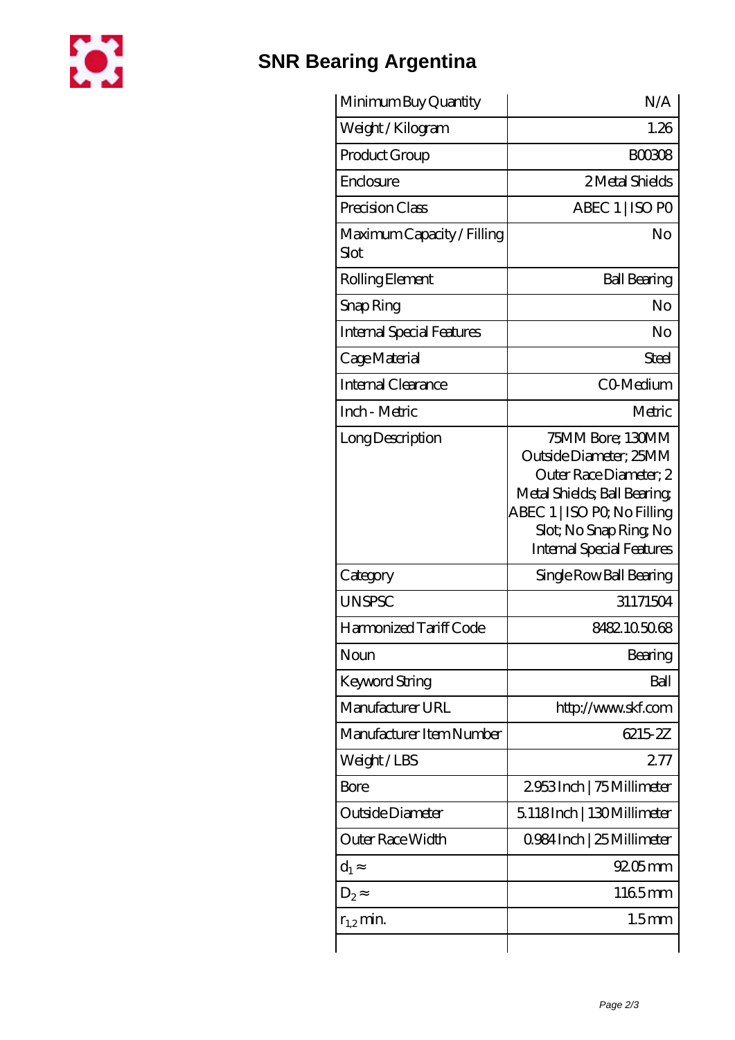# SNR Bearing Argentina

| | |
|---|---|
| Minimum Buy Quantity | N/A |
| Weight / Kilogram | 1.26 |
| Product Group | B00308 |
| Enclosure | 2 Metal Shields |
| Precision Class | ABEC 1 \| ISO P0 |
| Maximum Capacity / Filling Slot | No |
| Rolling Element | Ball Bearing |
| Snap Ring | No |
| Internal Special Features | No |
| Cage Material | Steel |
| Internal Clearance | C0-Medium |
| Inch - Metric | Metric |
| Long Description | 75MM Bore; 130MM Outside Diameter; 25MM Outer Race Diameter; 2 Metal Shields; Ball Bearing; ABEC 1 \| ISO P0; No Filling Slot; No Snap Ring; No Internal Special Features |
| Category | Single Row Ball Bearing |
| UNSPSC | 31171504 |
| Harmonized Tariff Code | 8482.10.50.68 |
| Noun | Bearing |
| Keyword String | Ball |
| Manufacturer URL | http://www.skf.com |
| Manufacturer Item Number | 6215-2Z |
| Weight / LBS | 2.77 |
| Bore | 2.953 Inch \| 75 Millimeter |
| Outside Diameter | 5.118 Inch \| 130 Millimeter |
| Outer Race Width | 0.984 Inch \| 25 Millimeter |
| $d_1 \approx$ | 92.05 mm |
| $D_2 \approx$ | 116.5 mm |
| $r_{1,2}$ min. | 1.5 mm |
| | |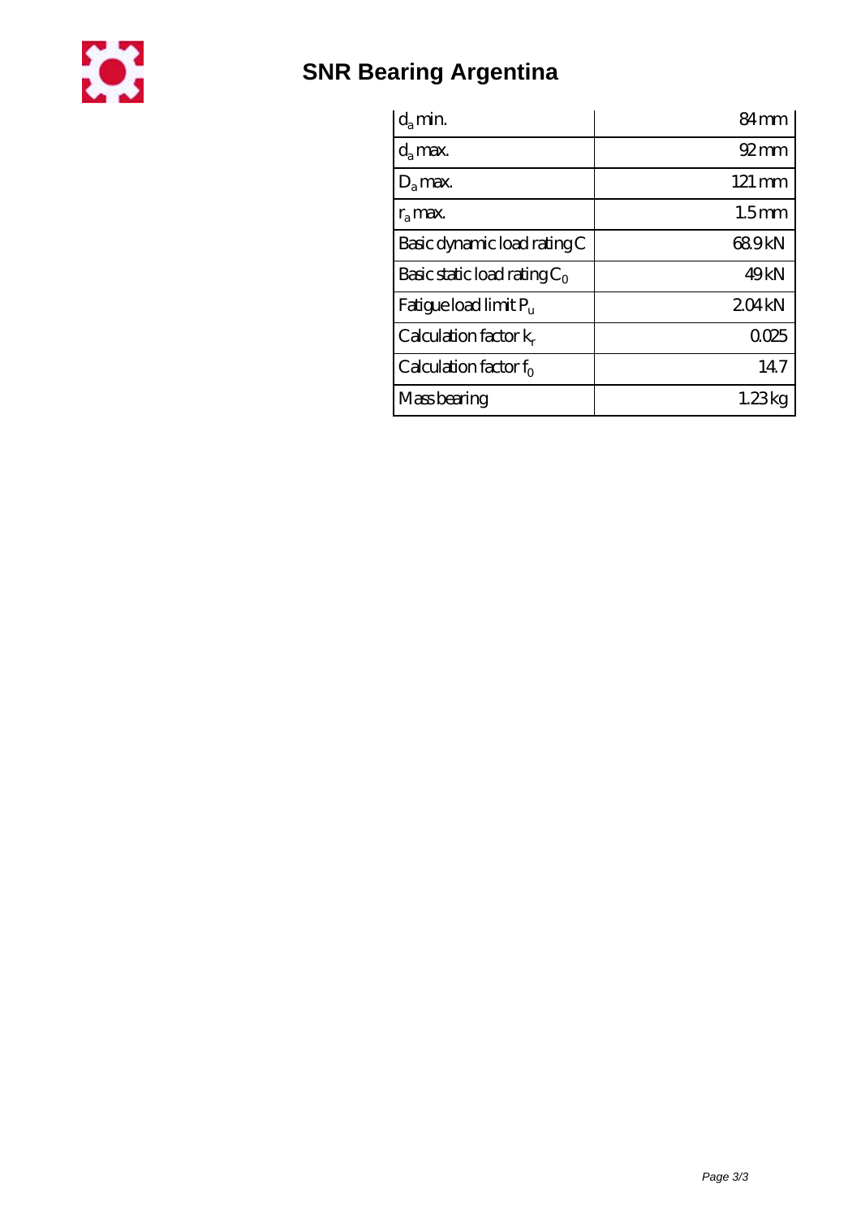| | |
|---|---|
| $d_a$ min. | 84 mm |
| $d_a$ max. | 92 mm |
| $D_a$ max. | 121 mm |
| $r_a$ max. | 1.5 mm |
| Basic dynamic load rating C | 68.9 kN |
| Basic static load rating $C_0$ | 49 kN |
| Fatigue load limit $P_u$ | 2.04 kN |
| Calculation factor $k_r$ | 0.025 |
| Calculation factor $f_0$ | 14.7 |
| Mass bearing | 1.23 kg |